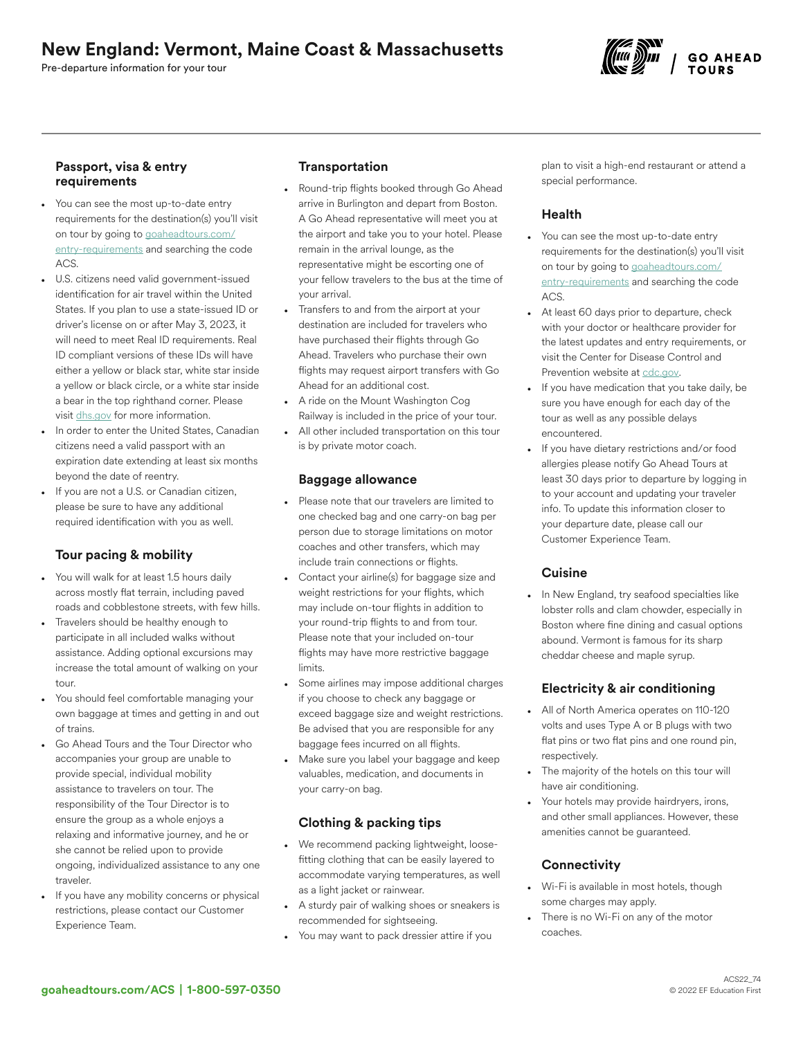# New England: Vermont, Maine Coast & Massachusetts

Pre-departure information for your tour

## Passport, visa & entry requirements

- You can see the most up-to-date entry requirements for the destination(s) you'll visit on tour by going to goaheadtours.com/entry-requirements and searching the code ACS.
- U.S. citizens need valid government-issued identification for air travel within the United States. If you plan to use a state-issued ID or driver's license on or after May 3, 2023, it will need to meet Real ID requirements. Real ID compliant versions of these IDs will have either a yellow or black star, white star inside a yellow or black circle, or a white star inside a bear in the top righthand corner. Please visit dhs.gov for more information.
- In order to enter the United States, Canadian citizens need a valid passport with an expiration date extending at least six months beyond the date of reentry.
- If you are not a U.S. or Canadian citizen, please be sure to have any additional required identification with you as well.

## Tour pacing & mobility

- You will walk for at least 1.5 hours daily across mostly flat terrain, including paved roads and cobblestone streets, with few hills.
- Travelers should be healthy enough to participate in all included walks without assistance. Adding optional excursions may increase the total amount of walking on your tour.
- You should feel comfortable managing your own baggage at times and getting in and out of trains.
- Go Ahead Tours and the Tour Director who accompanies your group are unable to provide special, individual mobility assistance to travelers on tour. The responsibility of the Tour Director is to ensure the group as a whole enjoys a relaxing and informative journey, and he or she cannot be relied upon to provide ongoing, individualized assistance to any one traveler.
- If you have any mobility concerns or physical restrictions, please contact our Customer Experience Team.

## Transportation

- Round-trip flights booked through Go Ahead arrive in Burlington and depart from Boston. A Go Ahead representative will meet you at the airport and take you to your hotel. Please remain in the arrival lounge, as the representative might be escorting one of your fellow travelers to the bus at the time of your arrival.
- Transfers to and from the airport at your destination are included for travelers who have purchased their flights through Go Ahead. Travelers who purchase their own flights may request airport transfers with Go Ahead for an additional cost.
- A ride on the Mount Washington Cog Railway is included in the price of your tour.
- All other included transportation on this tour is by private motor coach.

## Baggage allowance

- Please note that our travelers are limited to one checked bag and one carry-on bag per person due to storage limitations on motor coaches and other transfers, which may include train connections or flights.
- Contact your airline(s) for baggage size and weight restrictions for your flights, which may include on-tour flights in addition to your round-trip flights to and from tour. Please note that your included on-tour flights may have more restrictive baggage limits.
- Some airlines may impose additional charges if you choose to check any baggage or exceed baggage size and weight restrictions. Be advised that you are responsible for any baggage fees incurred on all flights.
- Make sure you label your baggage and keep valuables, medication, and documents in your carry-on bag.

## Clothing & packing tips

- We recommend packing lightweight, loose-fitting clothing that can be easily layered to accommodate varying temperatures, as well as a light jacket or rainwear.
- A sturdy pair of walking shoes or sneakers is recommended for sightseeing.
- You may want to pack dressier attire if you plan to visit a high-end restaurant or attend a special performance.

## Health

- You can see the most up-to-date entry requirements for the destination(s) you'll visit on tour by going to goaheadtours.com/entry-requirements and searching the code ACS.
- At least 60 days prior to departure, check with your doctor or healthcare provider for the latest updates and entry requirements, or visit the Center for Disease Control and Prevention website at cdc.gov.
- If you have medication that you take daily, be sure you have enough for each day of the tour as well as any possible delays encountered.
- If you have dietary restrictions and/or food allergies please notify Go Ahead Tours at least 30 days prior to departure by logging in to your account and updating your traveler info. To update this information closer to your departure date, please call our Customer Experience Team.

## Cuisine

- In New England, try seafood specialties like lobster rolls and clam chowder, especially in Boston where fine dining and casual options abound. Vermont is famous for its sharp cheddar cheese and maple syrup.

## Electricity & air conditioning

- All of North America operates on 110-120 volts and uses Type A or B plugs with two flat pins or two flat pins and one round pin, respectively.
- The majority of the hotels on this tour will have air conditioning.
- Your hotels may provide hairdryers, irons, and other small appliances. However, these amenities cannot be guaranteed.

## Connectivity

- Wi-Fi is available in most hotels, though some charges may apply.
- There is no Wi-Fi on any of the motor coaches.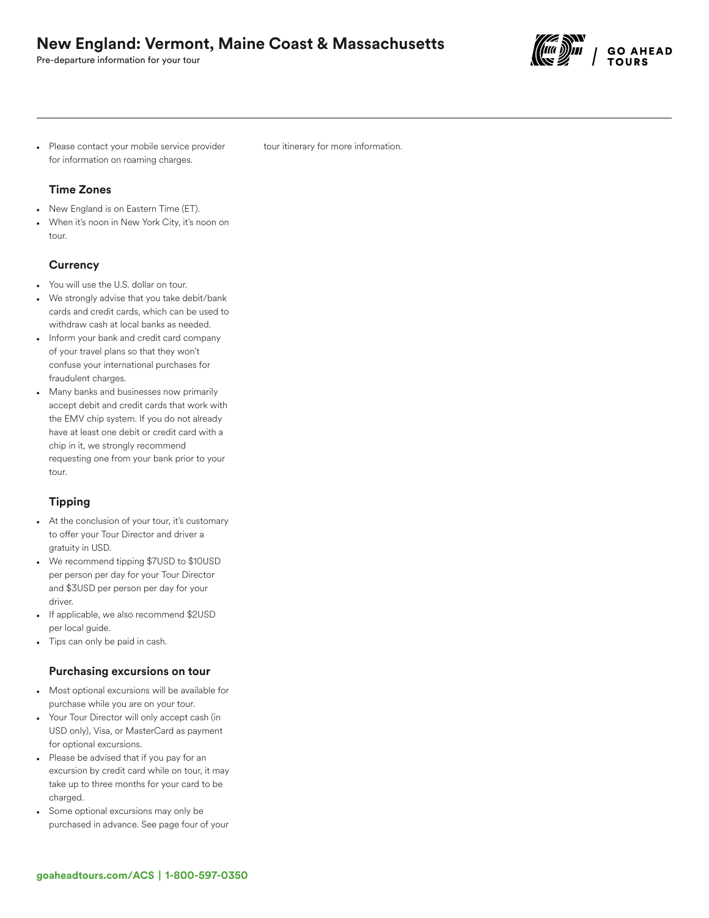- Please contact your mobile service provider for information on roaming charges.

### Time Zones

- New England is on Eastern Time (ET).
- When it's noon in New York City, it's noon on tour.

### Currency

- You will use the U.S. dollar on tour.
- We strongly advise that you take debit/bank cards and credit cards, which can be used to withdraw cash at local banks as needed.
- Inform your bank and credit card company of your travel plans so that they won't confuse your international purchases for fraudulent charges.
- Many banks and businesses now primarily accept debit and credit cards that work with the EMV chip system. If you do not already have at least one debit or credit card with a chip in it, we strongly recommend requesting one from your bank prior to your tour.

### Tipping

- At the conclusion of your tour, it's customary to offer your Tour Director and driver a gratuity in USD.
- We recommend tipping $7USD to $10USD per person per day for your Tour Director and $3USD per person per day for your driver.
- If applicable, we also recommend $2USD per local guide.
- Tips can only be paid in cash.

### Purchasing excursions on tour

- Most optional excursions will be available for purchase while you are on your tour.
- Your Tour Director will only accept cash (in USD only), Visa, or MasterCard as payment for optional excursions.
- Please be advised that if you pay for an excursion by credit card while on tour, it may take up to three months for your card to be charged.
- Some optional excursions may only be purchased in advance. See page four of your tour itinerary for more information.